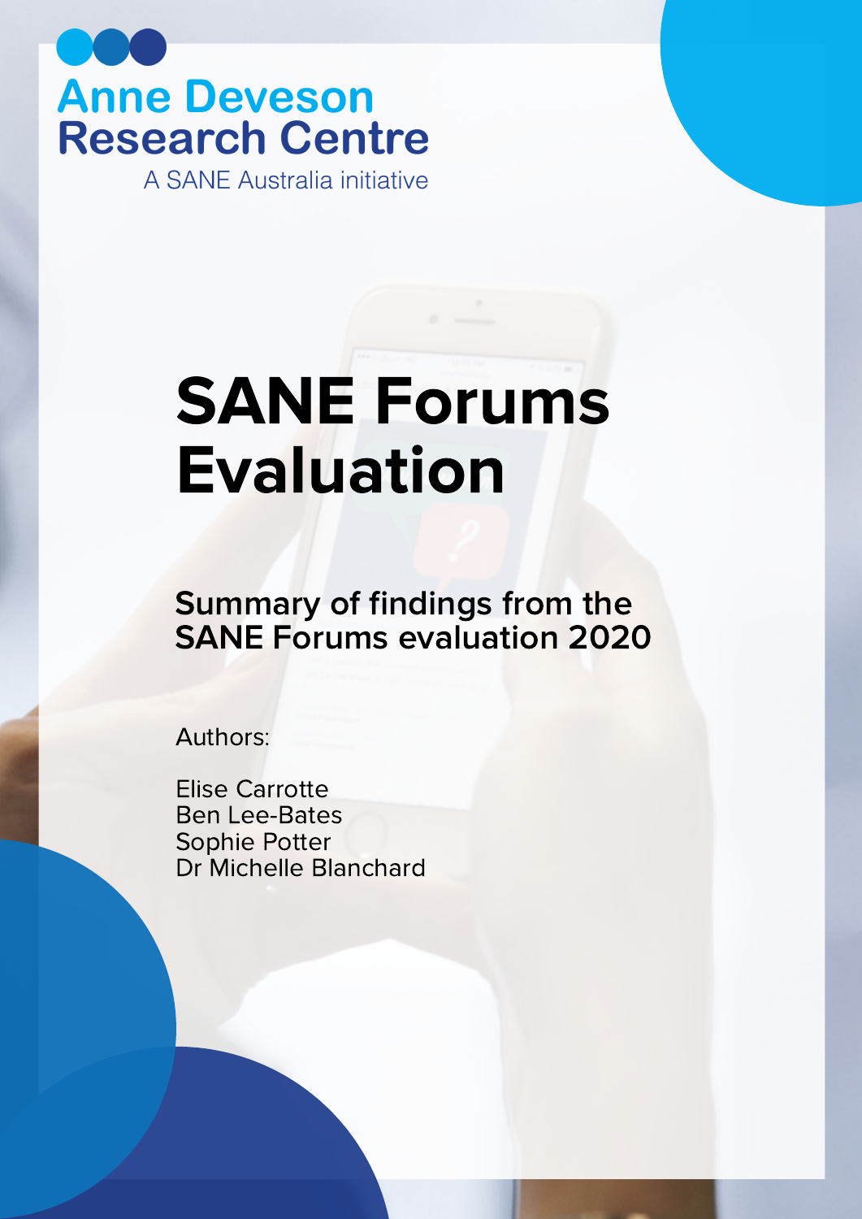Anne Deveson Research Centre

A SANE Australia initiative

# SANE Forums Evaluation

## Summary of findings from the SANE Forums evaluation 2020

Authors:

Elise Carrotte
Ben Lee-Bates
Sophie Potter
Dr Michelle Blanchard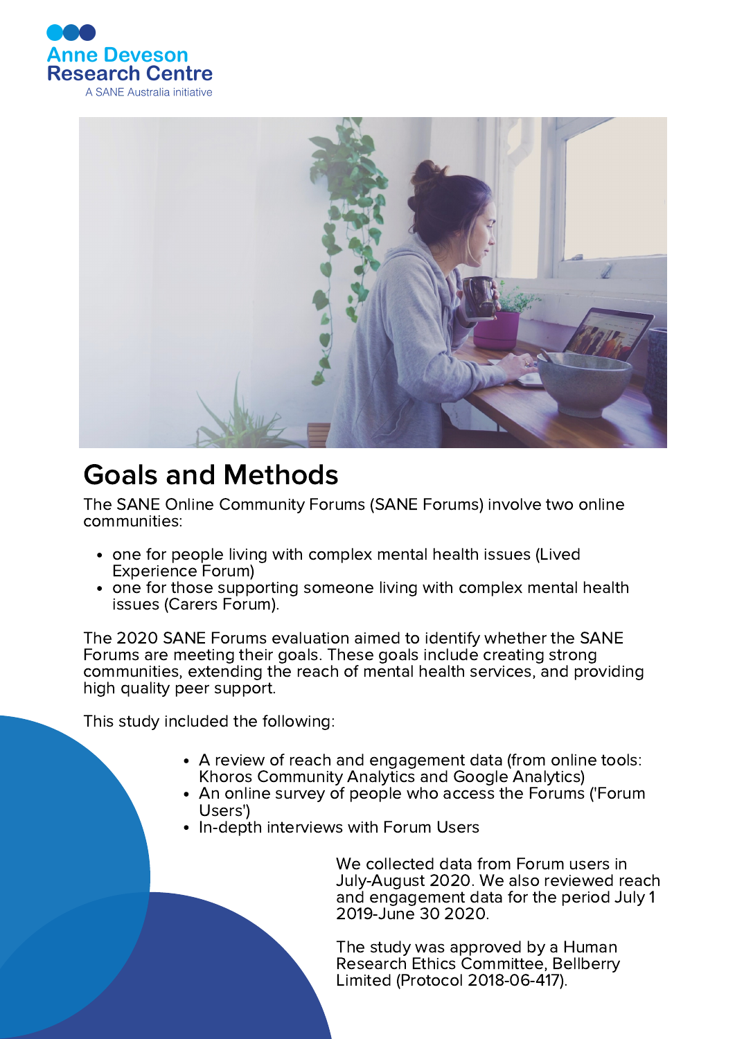# Goals and Methods

The SANE Online Community Forums (SANE Forums) involve two online communities:

- one for people living with complex mental health issues (Lived Experience Forum)
- one for those supporting someone living with complex mental health issues (Carers Forum).

The 2020 SANE Forums evaluation aimed to identify whether the SANE Forums are meeting their goals. These goals include creating strong communities, extending the reach of mental health services, and providing high quality peer support.

This study included the following:

- A review of reach and engagement data (from online tools: Khoros Community Analytics and Google Analytics)
- An online survey of people who access the Forums ('Forum Users')
- In-depth interviews with Forum Users

We collected data from Forum users in July-August 2020. We also reviewed reach and engagement data for the period July 1 2019-June 30 2020.

The study was approved by a Human Research Ethics Committee, Bellberry Limited (Protocol 2018-06-417).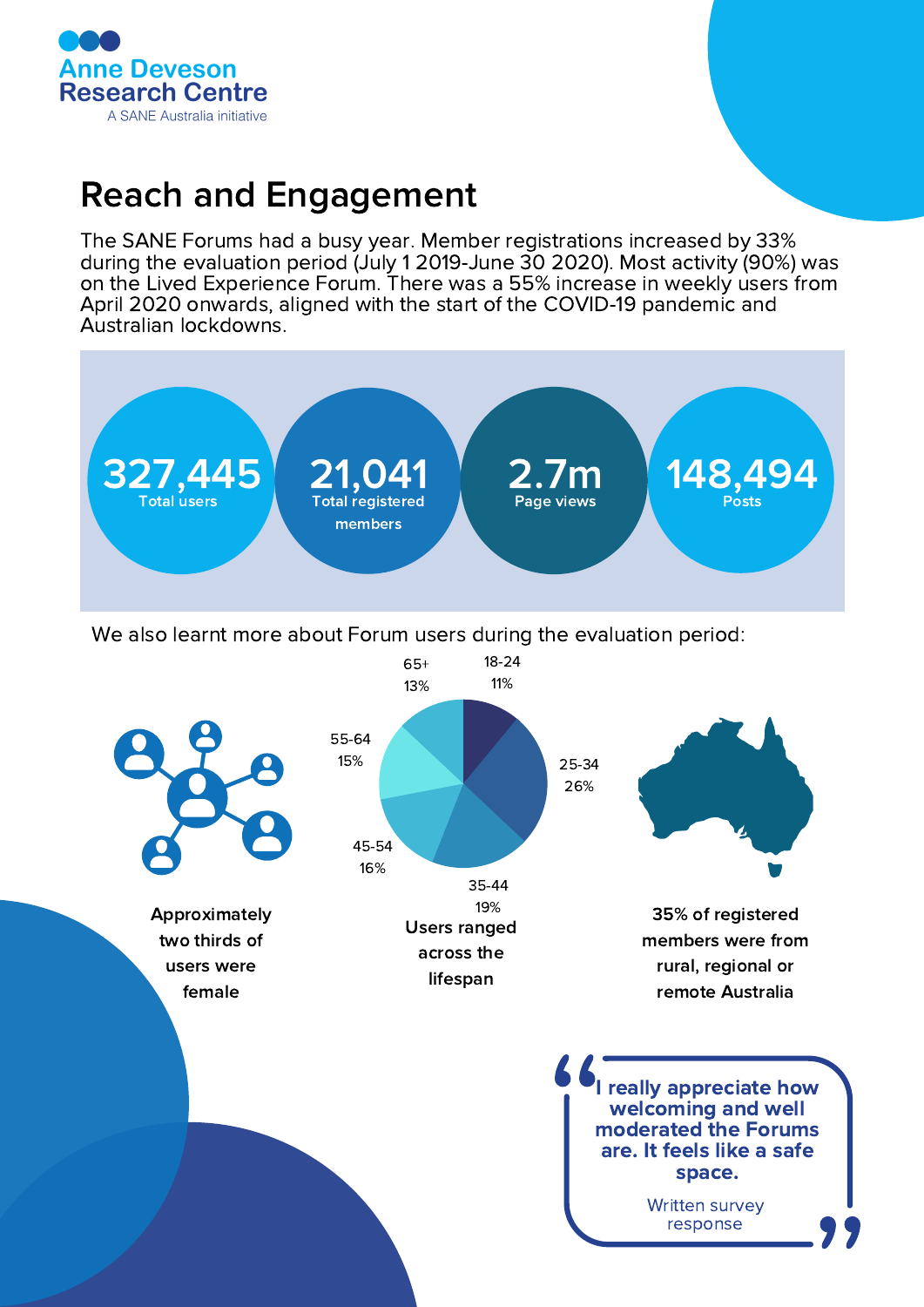Anne Deveson Research Centre
A SANE Australia initiative

# Reach and Engagement

The SANE Forums had a busy year. Member registrations increased by 33% during the evaluation period (July 1 2019-June 30 2020). Most activity (90%) was on the Lived Experience Forum. There was a 55% increase in weekly users from April 2020 onwards, aligned with the start of the COVID-19 pandemic and Australian lockdowns.

**327,445** Total users

**21,041** Total registered members

**2.7m** Page views

**148,494** Posts

We also learnt more about Forum users during the evaluation period:

| Age group | Share of users |
| --- | --- |
| 18-24 | 11% |
| 25-34 | 26% |
| 35-44 | 19% |
| 45-54 | 16% |
| 55-64 | 15% |
| 65+ | 13% |

**Approximately two thirds of users were female**

**Users ranged across the lifespan**

**35% of registered members were from rural, regional or remote Australia**

> **"I really appreciate how welcoming and well moderated the Forums are. It feels like a safe space."**
>
> Written survey response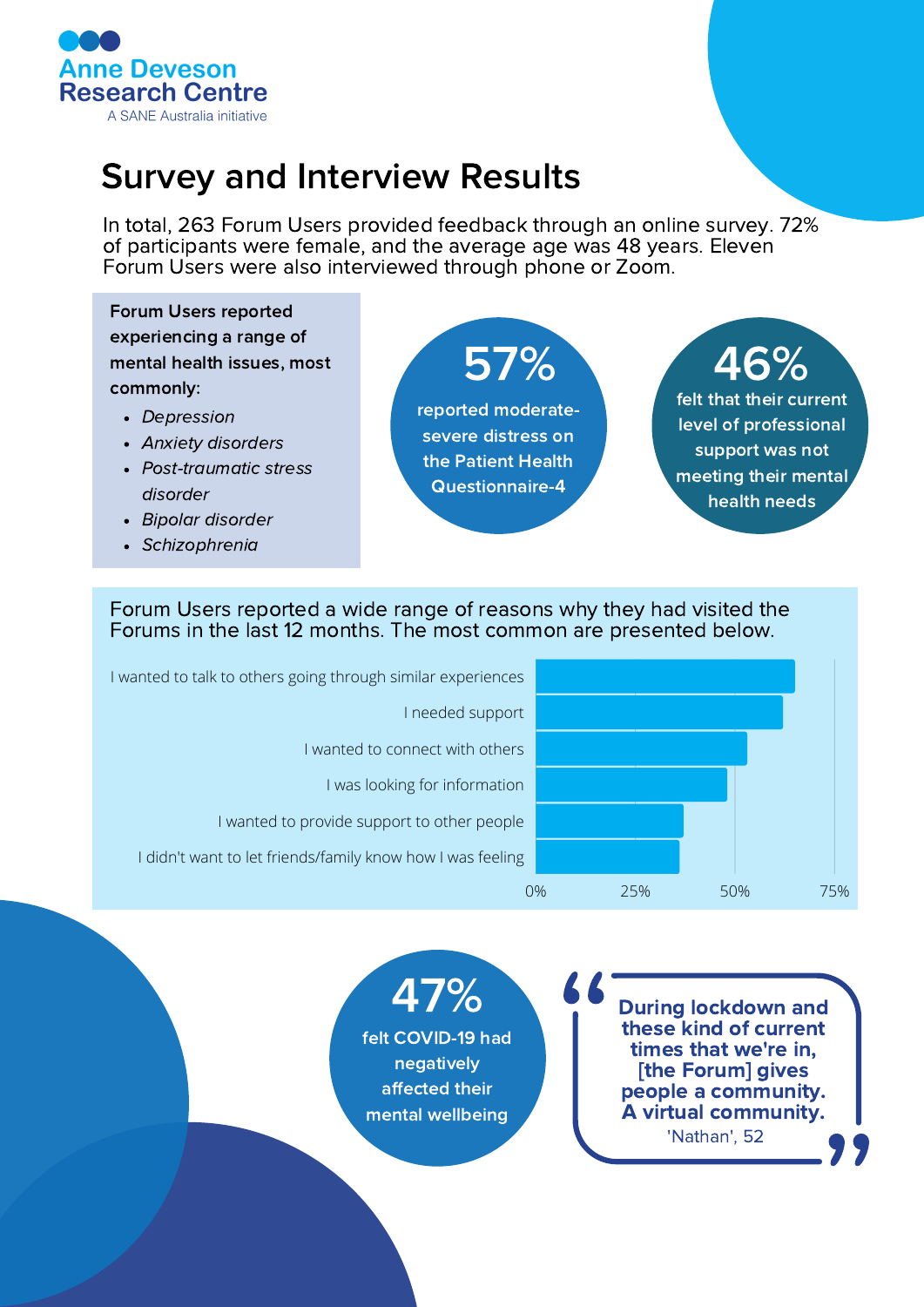Anne Deveson Research Centre
A SANE Australia initiative

# Survey and Interview Results

In total, 263 Forum Users provided feedback through an online survey. 72% of participants were female, and the average age was 48 years. Eleven Forum Users were also interviewed through phone or Zoom.

**Forum Users reported experiencing a range of mental health issues, most commonly:**

- *Depression*
- *Anxiety disorders*
- *Post-traumatic stress disorder*
- *Bipolar disorder*
- *Schizophrenia*

**57%** reported moderate-severe distress on the Patient Health Questionnaire-4

**46%** felt that their current level of professional support was not meeting their mental health needs

Forum Users reported a wide range of reasons why they had visited the Forums in the last 12 months. The most common are presented below.

- I wanted to talk to others going through similar experiences
- I needed support
- I wanted to connect with others
- I was looking for information
- I wanted to provide support to other people
- I didn't want to let friends/family know how I was feeling

0% 25% 50% 75%

**47%** felt COVID-19 had negatively affected their mental wellbeing

> **During lockdown and these kind of current times that we're in, [the Forum] gives people a community. A virtual community.**
> 'Nathan', 52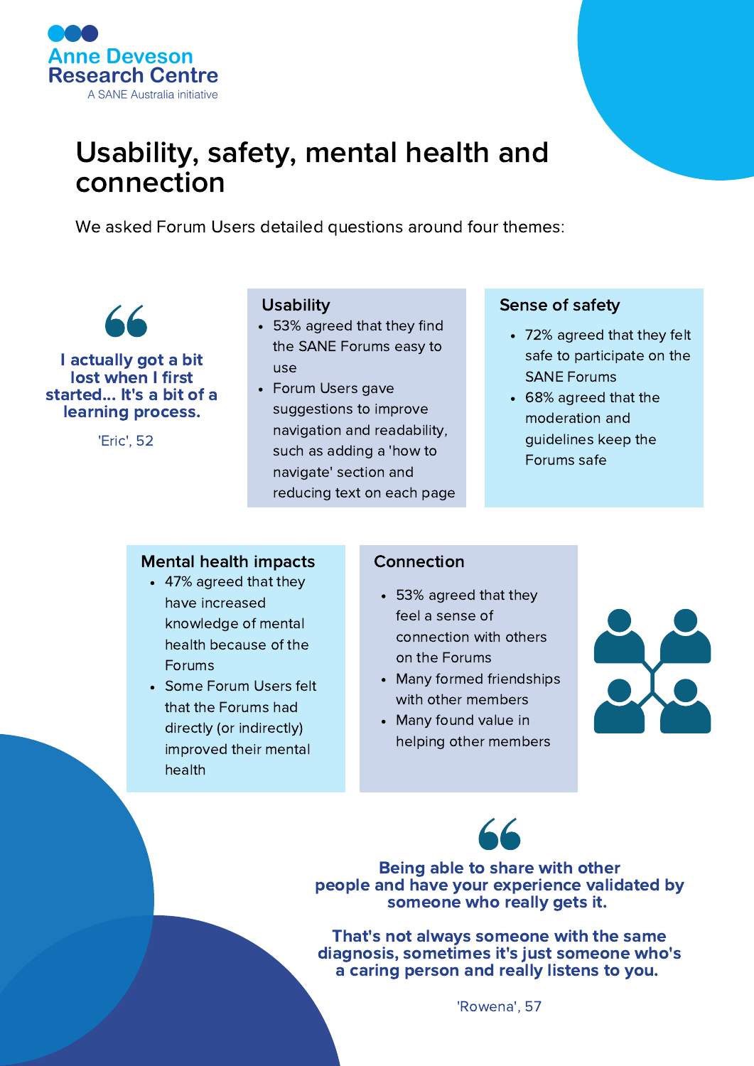Anne Deveson Research Centre
A SANE Australia initiative

# Usability, safety, mental health and connection

We asked Forum Users detailed questions around four themes:

> **I actually got a bit lost when I first started... It's a bit of a learning process.**
>
> 'Eric', 52

### Usability

- 53% agreed that they find the SANE Forums easy to use
- Forum Users gave suggestions to improve navigation and readability, such as adding a 'how to navigate' section and reducing text on each page

### Sense of safety

- 72% agreed that they felt safe to participate on the SANE Forums
- 68% agreed that the moderation and guidelines keep the Forums safe

### Mental health impacts

- 47% agreed that they have increased knowledge of mental health because of the Forums
- Some Forum Users felt that the Forums had directly (or indirectly) improved their mental health

### Connection

- 53% agreed that they feel a sense of connection with others on the Forums
- Many formed friendships with other members
- Many found value in helping other members

> **Being able to share with other people and have your experience validated by someone who really gets it.**
>
> **That's not always someone with the same diagnosis, sometimes it's just someone who's a caring person and really listens to you.**
>
> 'Rowena', 57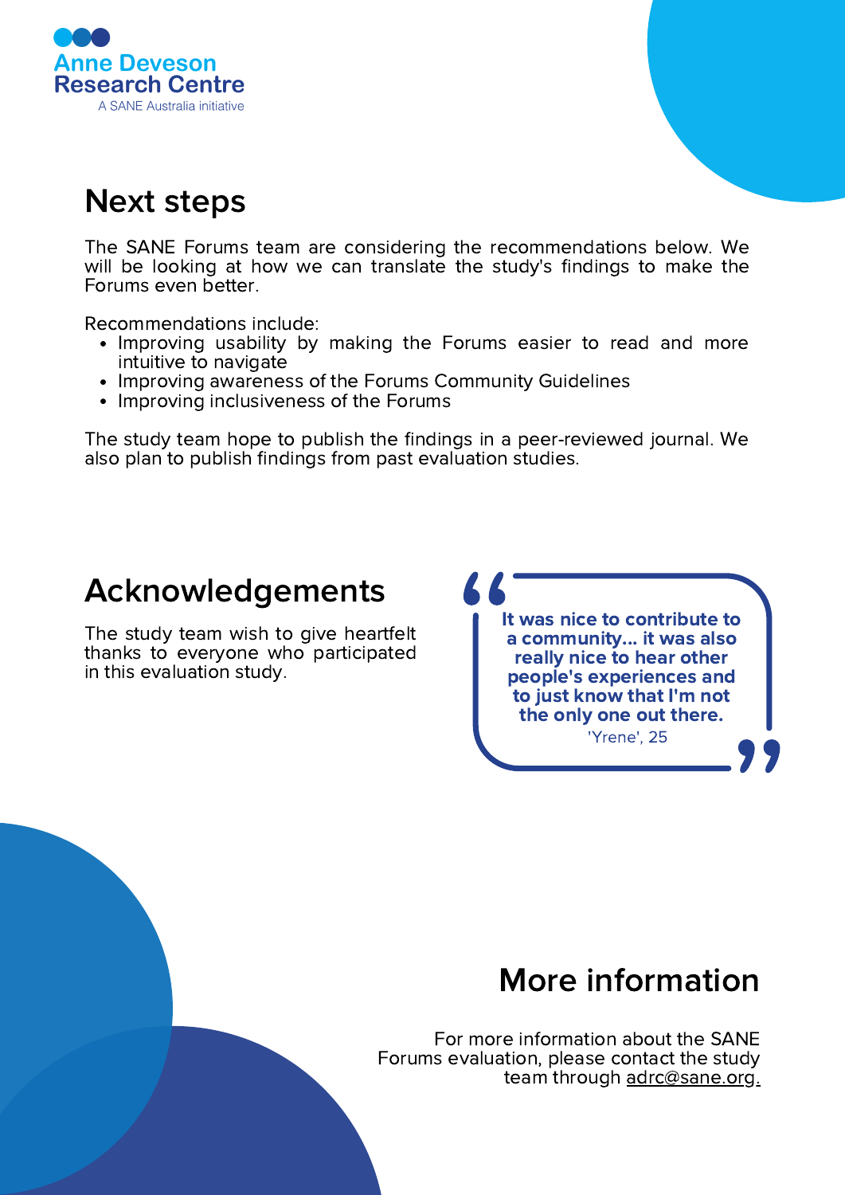Anne Deveson Research Centre
A SANE Australia initiative

## Next steps

The SANE Forums team are considering the recommendations below. We will be looking at how we can translate the study's findings to make the Forums even better.

Recommendations include:

- Improving usability by making the Forums easier to read and more intuitive to navigate
- Improving awareness of the Forums Community Guidelines
- Improving inclusiveness of the Forums

The study team hope to publish the findings in a peer-reviewed journal. We also plan to publish findings from past evaluation studies.

## Acknowledgements

The study team wish to give heartfelt thanks to everyone who participated in this evaluation study.

> **It was nice to contribute to a community... it was also really nice to hear other people's experiences and to just know that I'm not the only one out there.**
>
> 'Yrene', 25

## More information

For more information about the SANE Forums evaluation, please contact the study team through adrc@sane.org.